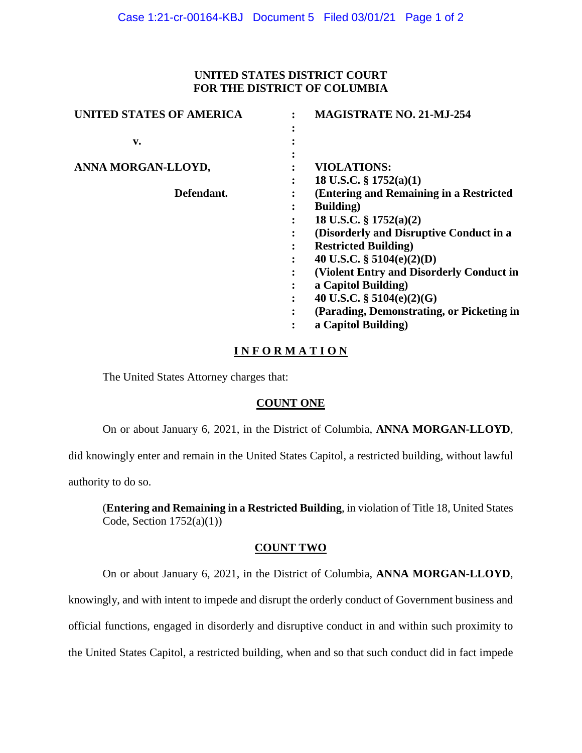**UNITED STATES DISTRICT COURT**
**FOR THE DISTRICT OF COLUMBIA**

| | | |
|---|---|---|
| **UNITED STATES OF AMERICA** | : | **MAGISTRATE NO. 21-MJ-254** |
| | : | |
| **v.** | : | |
| | : | |
| **ANNA MORGAN-LLOYD,** | : | **VIOLATIONS:** |
| | : | **18 U.S.C. § 1752(a)(1)** |
| **Defendant.** | : | **(Entering and Remaining in a Restricted Building)** |
| | : | **18 U.S.C. § 1752(a)(2)** |
| | : | **(Disorderly and Disruptive Conduct in a Restricted Building)** |
| | : | **40 U.S.C. § 5104(e)(2)(D)** |
| | : | **(Violent Entry and Disorderly Conduct in a Capitol Building)** |
| | : | **40 U.S.C. § 5104(e)(2)(G)** |
| | : | **(Parading, Demonstrating, or Picketing in a Capitol Building)** |

# I N F O R M A T I O N

The United States Attorney charges that:

## COUNT ONE

On or about January 6, 2021, in the District of Columbia, **ANNA MORGAN-LLOYD**, did knowingly enter and remain in the United States Capitol, a restricted building, without lawful authority to do so.

(**Entering and Remaining in a Restricted Building**, in violation of Title 18, United States Code, Section 1752(a)(1))

## COUNT TWO

On or about January 6, 2021, in the District of Columbia, **ANNA MORGAN-LLOYD**, knowingly, and with intent to impede and disrupt the orderly conduct of Government business and official functions, engaged in disorderly and disruptive conduct in and within such proximity to the United States Capitol, a restricted building, when and so that such conduct did in fact impede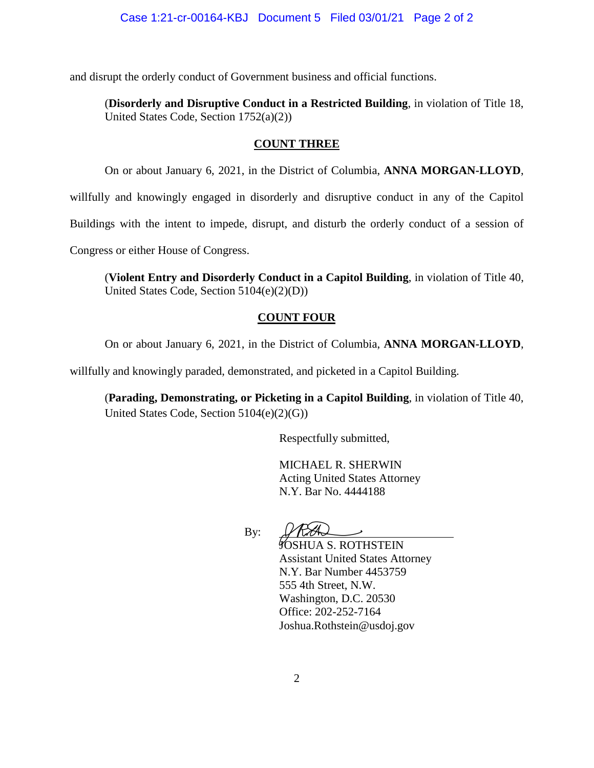and disrupt the orderly conduct of Government business and official functions.

(**Disorderly and Disruptive Conduct in a Restricted Building**, in violation of Title 18, United States Code, Section 1752(a)(2))

## COUNT THREE

On or about January 6, 2021, in the District of Columbia, **ANNA MORGAN-LLOYD**, willfully and knowingly engaged in disorderly and disruptive conduct in any of the Capitol Buildings with the intent to impede, disrupt, and disturb the orderly conduct of a session of Congress or either House of Congress.

(**Violent Entry and Disorderly Conduct in a Capitol Building**, in violation of Title 40, United States Code, Section 5104(e)(2)(D))

## COUNT FOUR

On or about January 6, 2021, in the District of Columbia, **ANNA MORGAN-LLOYD**, willfully and knowingly paraded, demonstrated, and picketed in a Capitol Building.

(**Parading, Demonstrating, or Picketing in a Capitol Building**, in violation of Title 40, United States Code, Section 5104(e)(2)(G))

Respectfully submitted,

MICHAEL R. SHERWIN
Acting United States Attorney
N.Y. Bar No. 4444188

By:

JOSHUA S. ROTHSTEIN
Assistant United States Attorney
N.Y. Bar Number 4453759
555 4th Street, N.W.
Washington, D.C. 20530
Office: 202-252-7164
Joshua.Rothstein@usdoj.gov